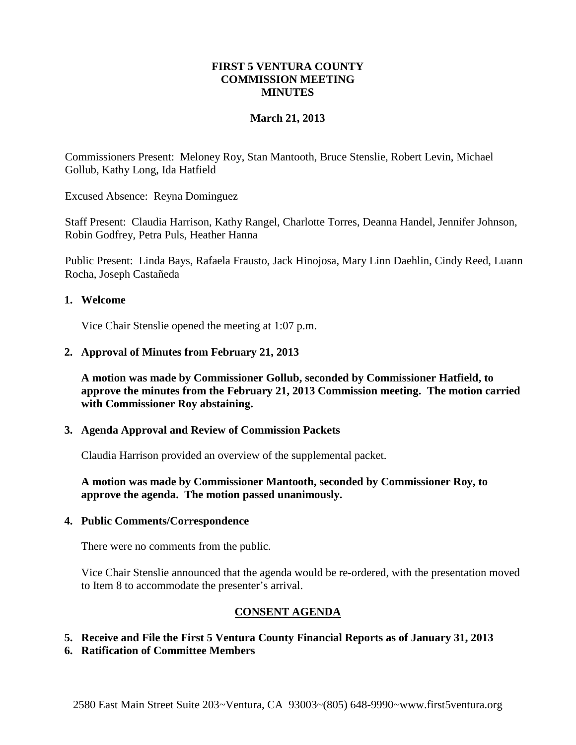# FIRST 5 VENTURA COUNTY
# COMMISSION MEETING
# MINUTES

**March 21, 2013**

Commissioners Present: Meloney Roy, Stan Mantooth, Bruce Stenslie, Robert Levin, Michael Gollub, Kathy Long, Ida Hatfield

Excused Absence: Reyna Dominguez

Staff Present: Claudia Harrison, Kathy Rangel, Charlotte Torres, Deanna Handel, Jennifer Johnson, Robin Godfrey, Petra Puls, Heather Hanna

Public Present: Linda Bays, Rafaela Frausto, Jack Hinojosa, Mary Linn Daehlin, Cindy Reed, Luann Rocha, Joseph Castañeda

## 1. Welcome

Vice Chair Stenslie opened the meeting at 1:07 p.m.

## 2. Approval of Minutes from February 21, 2013

**A motion was made by Commissioner Gollub, seconded by Commissioner Hatfield, to approve the minutes from the February 21, 2013 Commission meeting. The motion carried with Commissioner Roy abstaining.**

## 3. Agenda Approval and Review of Commission Packets

Claudia Harrison provided an overview of the supplemental packet.

**A motion was made by Commissioner Mantooth, seconded by Commissioner Roy, to approve the agenda. The motion passed unanimously.**

## 4. Public Comments/Correspondence

There were no comments from the public.

Vice Chair Stenslie announced that the agenda would be re-ordered, with the presentation moved to Item 8 to accommodate the presenter's arrival.

## CONSENT AGENDA

**5. Receive and File the First 5 Ventura County Financial Reports as of January 31, 2013**

**6. Ratification of Committee Members**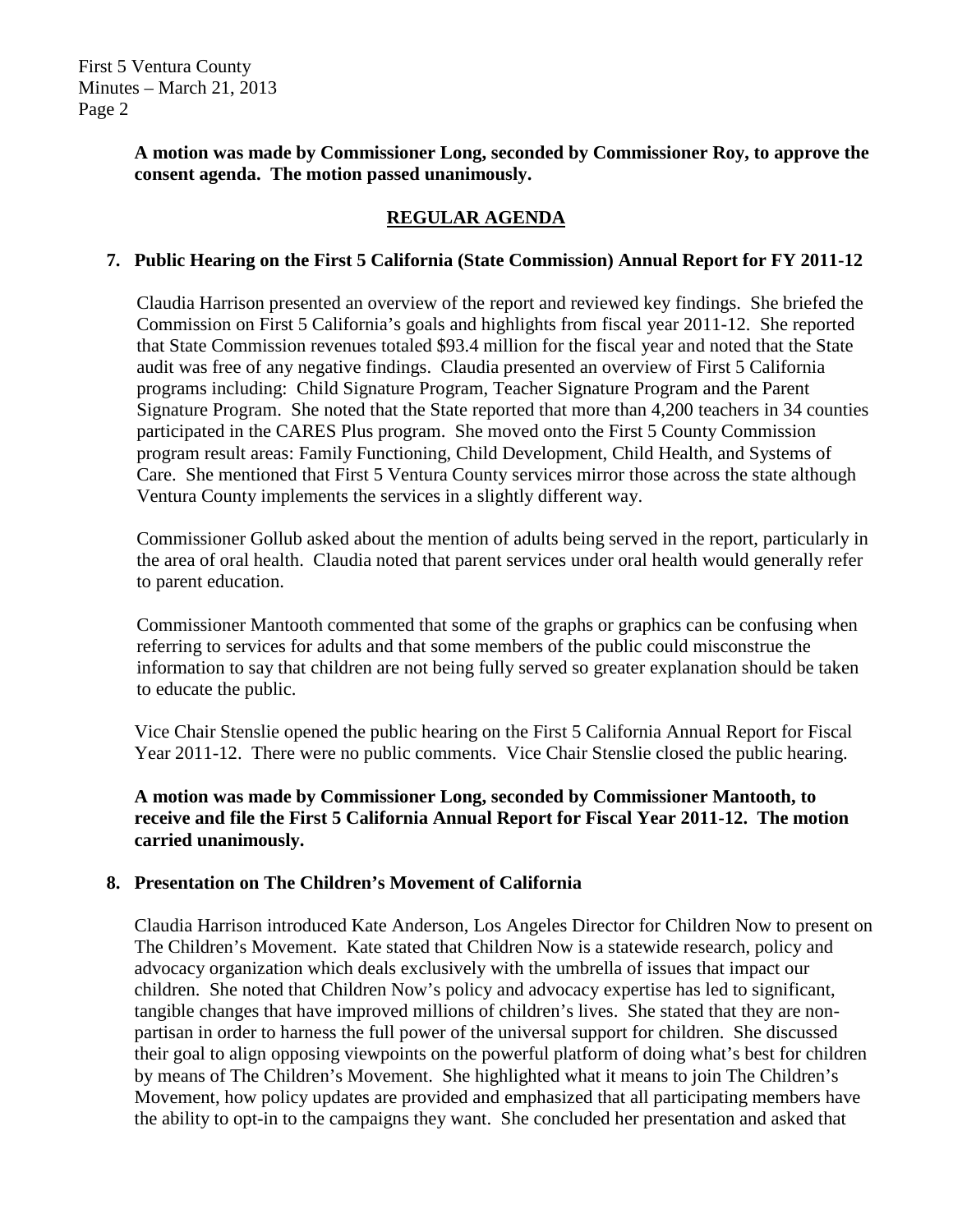**A motion was made by Commissioner Long, seconded by Commissioner Roy, to approve the consent agenda. The motion passed unanimously.**

## REGULAR AGENDA

### 7. Public Hearing on the First 5 California (State Commission) Annual Report for FY 2011-12

Claudia Harrison presented an overview of the report and reviewed key findings. She briefed the Commission on First 5 California's goals and highlights from fiscal year 2011-12. She reported that State Commission revenues totaled $93.4 million for the fiscal year and noted that the State audit was free of any negative findings. Claudia presented an overview of First 5 California programs including: Child Signature Program, Teacher Signature Program and the Parent Signature Program. She noted that the State reported that more than 4,200 teachers in 34 counties participated in the CARES Plus program. She moved onto the First 5 County Commission program result areas: Family Functioning, Child Development, Child Health, and Systems of Care. She mentioned that First 5 Ventura County services mirror those across the state although Ventura County implements the services in a slightly different way.

Commissioner Gollub asked about the mention of adults being served in the report, particularly in the area of oral health. Claudia noted that parent services under oral health would generally refer to parent education.

Commissioner Mantooth commented that some of the graphs or graphics can be confusing when referring to services for adults and that some members of the public could misconstrue the information to say that children are not being fully served so greater explanation should be taken to educate the public.

Vice Chair Stenslie opened the public hearing on the First 5 California Annual Report for Fiscal Year 2011-12. There were no public comments. Vice Chair Stenslie closed the public hearing.

**A motion was made by Commissioner Long, seconded by Commissioner Mantooth, to receive and file the First 5 California Annual Report for Fiscal Year 2011-12. The motion carried unanimously.**

### 8. Presentation on The Children's Movement of California

Claudia Harrison introduced Kate Anderson, Los Angeles Director for Children Now to present on The Children's Movement. Kate stated that Children Now is a statewide research, policy and advocacy organization which deals exclusively with the umbrella of issues that impact our children. She noted that Children Now's policy and advocacy expertise has led to significant, tangible changes that have improved millions of children's lives. She stated that they are non-partisan in order to harness the full power of the universal support for children. She discussed their goal to align opposing viewpoints on the powerful platform of doing what's best for children by means of The Children's Movement. She highlighted what it means to join The Children's Movement, how policy updates are provided and emphasized that all participating members have the ability to opt-in to the campaigns they want. She concluded her presentation and asked that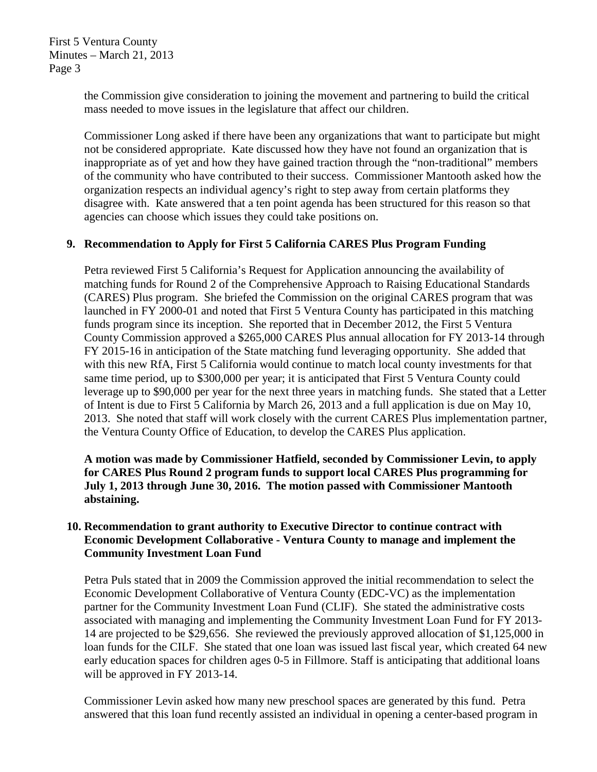the Commission give consideration to joining the movement and partnering to build the critical mass needed to move issues in the legislature that affect our children.

Commissioner Long asked if there have been any organizations that want to participate but might not be considered appropriate. Kate discussed how they have not found an organization that is inappropriate as of yet and how they have gained traction through the "non-traditional" members of the community who have contributed to their success. Commissioner Mantooth asked how the organization respects an individual agency's right to step away from certain platforms they disagree with. Kate answered that a ten point agenda has been structured for this reason so that agencies can choose which issues they could take positions on.

**9. Recommendation to Apply for First 5 California CARES Plus Program Funding**

Petra reviewed First 5 California's Request for Application announcing the availability of matching funds for Round 2 of the Comprehensive Approach to Raising Educational Standards (CARES) Plus program. She briefed the Commission on the original CARES program that was launched in FY 2000-01 and noted that First 5 Ventura County has participated in this matching funds program since its inception. She reported that in December 2012, the First 5 Ventura County Commission approved a $265,000 CARES Plus annual allocation for FY 2013-14 through FY 2015-16 in anticipation of the State matching fund leveraging opportunity. She added that with this new RfA, First 5 California would continue to match local county investments for that same time period, up to $300,000 per year; it is anticipated that First 5 Ventura County could leverage up to $90,000 per year for the next three years in matching funds. She stated that a Letter of Intent is due to First 5 California by March 26, 2013 and a full application is due on May 10, 2013. She noted that staff will work closely with the current CARES Plus implementation partner, the Ventura County Office of Education, to develop the CARES Plus application.

**A motion was made by Commissioner Hatfield, seconded by Commissioner Levin, to apply for CARES Plus Round 2 program funds to support local CARES Plus programming for July 1, 2013 through June 30, 2016. The motion passed with Commissioner Mantooth abstaining.**

**10. Recommendation to grant authority to Executive Director to continue contract with Economic Development Collaborative - Ventura County to manage and implement the Community Investment Loan Fund**

Petra Puls stated that in 2009 the Commission approved the initial recommendation to select the Economic Development Collaborative of Ventura County (EDC-VC) as the implementation partner for the Community Investment Loan Fund (CLIF). She stated the administrative costs associated with managing and implementing the Community Investment Loan Fund for FY 2013-14 are projected to be $29,656. She reviewed the previously approved allocation of $1,125,000 in loan funds for the CILF. She stated that one loan was issued last fiscal year, which created 64 new early education spaces for children ages 0-5 in Fillmore. Staff is anticipating that additional loans will be approved in FY 2013-14.

Commissioner Levin asked how many new preschool spaces are generated by this fund. Petra answered that this loan fund recently assisted an individual in opening a center-based program in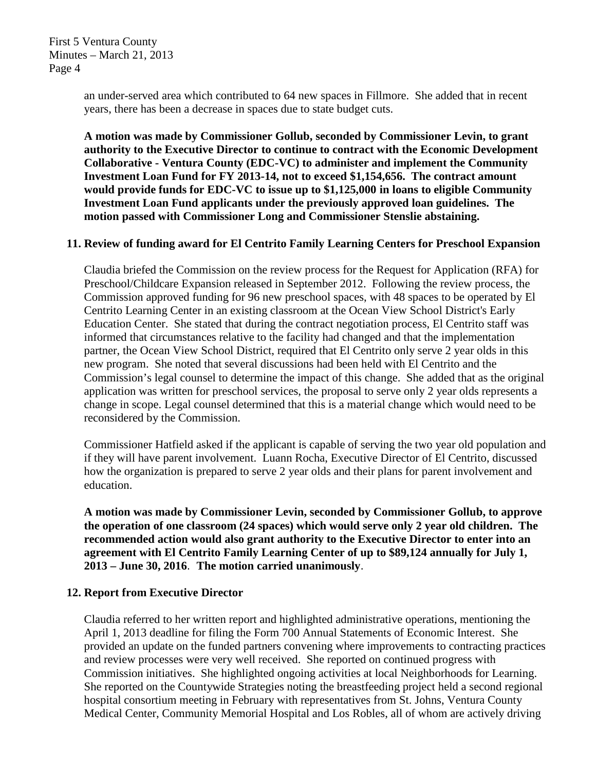an under-served area which contributed to 64 new spaces in Fillmore. She added that in recent years, there has been a decrease in spaces due to state budget cuts.

**A motion was made by Commissioner Gollub, seconded by Commissioner Levin, to grant authority to the Executive Director to continue to contract with the Economic Development Collaborative - Ventura County (EDC-VC) to administer and implement the Community Investment Loan Fund for FY 2013-14, not to exceed $1,154,656. The contract amount would provide funds for EDC-VC to issue up to $1,125,000 in loans to eligible Community Investment Loan Fund applicants under the previously approved loan guidelines. The motion passed with Commissioner Long and Commissioner Stenslie abstaining.**

**11. Review of funding award for El Centrito Family Learning Centers for Preschool Expansion**

Claudia briefed the Commission on the review process for the Request for Application (RFA) for Preschool/Childcare Expansion released in September 2012. Following the review process, the Commission approved funding for 96 new preschool spaces, with 48 spaces to be operated by El Centrito Learning Center in an existing classroom at the Ocean View School District's Early Education Center. She stated that during the contract negotiation process, El Centrito staff was informed that circumstances relative to the facility had changed and that the implementation partner, the Ocean View School District, required that El Centrito only serve 2 year olds in this new program. She noted that several discussions had been held with El Centrito and the Commission's legal counsel to determine the impact of this change. She added that as the original application was written for preschool services, the proposal to serve only 2 year olds represents a change in scope. Legal counsel determined that this is a material change which would need to be reconsidered by the Commission.

Commissioner Hatfield asked if the applicant is capable of serving the two year old population and if they will have parent involvement. Luann Rocha, Executive Director of El Centrito, discussed how the organization is prepared to serve 2 year olds and their plans for parent involvement and education.

**A motion was made by Commissioner Levin, seconded by Commissioner Gollub, to approve the operation of one classroom (24 spaces) which would serve only 2 year old children. The recommended action would also grant authority to the Executive Director to enter into an agreement with El Centrito Family Learning Center of up to $89,124 annually for July 1, 2013 – June 30, 2016. The motion carried unanimously.**

**12. Report from Executive Director**

Claudia referred to her written report and highlighted administrative operations, mentioning the April 1, 2013 deadline for filing the Form 700 Annual Statements of Economic Interest. She provided an update on the funded partners convening where improvements to contracting practices and review processes were very well received. She reported on continued progress with Commission initiatives. She highlighted ongoing activities at local Neighborhoods for Learning. She reported on the Countywide Strategies noting the breastfeeding project held a second regional hospital consortium meeting in February with representatives from St. Johns, Ventura County Medical Center, Community Memorial Hospital and Los Robles, all of whom are actively driving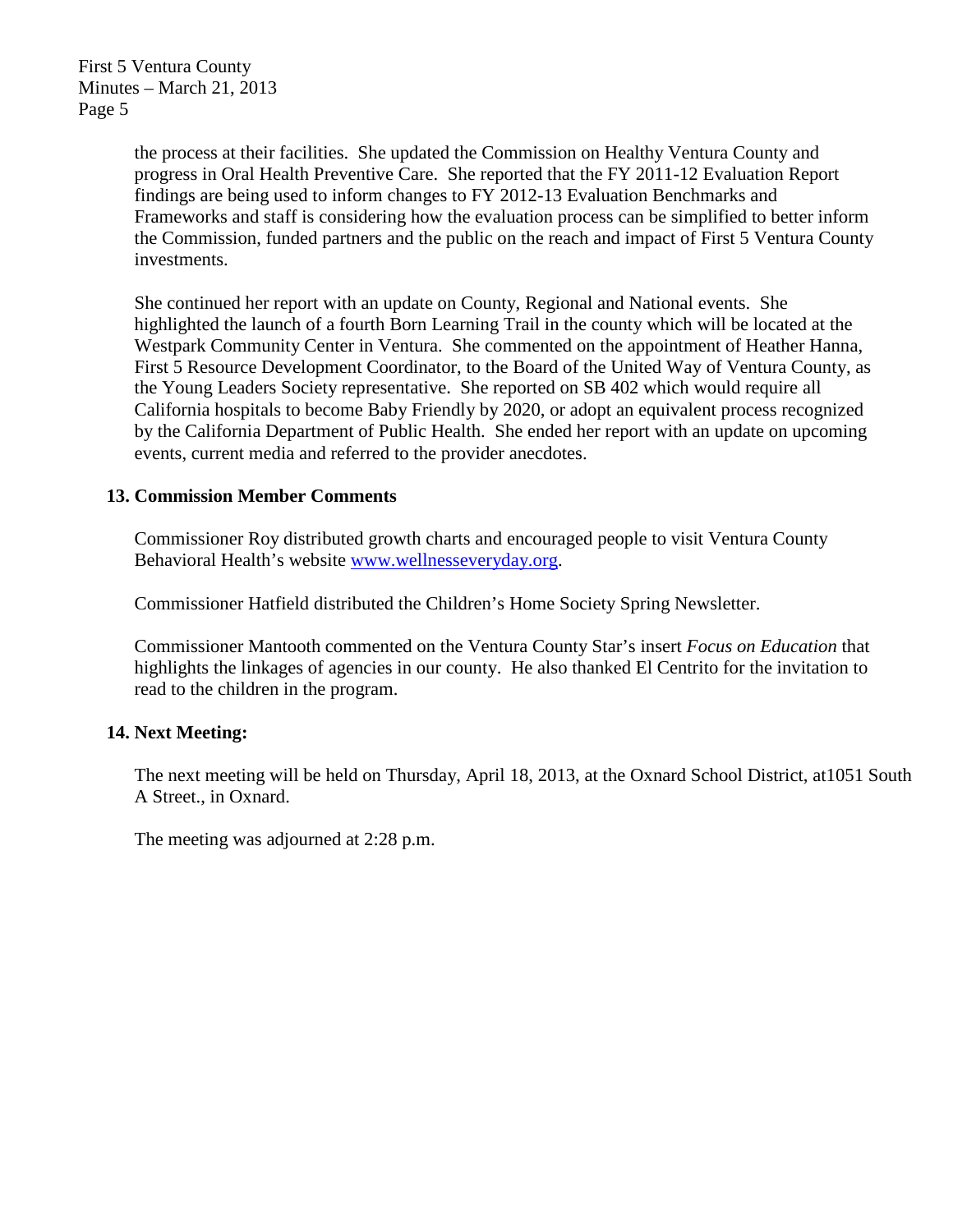the process at their facilities. She updated the Commission on Healthy Ventura County and progress in Oral Health Preventive Care. She reported that the FY 2011-12 Evaluation Report findings are being used to inform changes to FY 2012-13 Evaluation Benchmarks and Frameworks and staff is considering how the evaluation process can be simplified to better inform the Commission, funded partners and the public on the reach and impact of First 5 Ventura County investments.

She continued her report with an update on County, Regional and National events. She highlighted the launch of a fourth Born Learning Trail in the county which will be located at the Westpark Community Center in Ventura. She commented on the appointment of Heather Hanna, First 5 Resource Development Coordinator, to the Board of the United Way of Ventura County, as the Young Leaders Society representative. She reported on SB 402 which would require all California hospitals to become Baby Friendly by 2020, or adopt an equivalent process recognized by the California Department of Public Health. She ended her report with an update on upcoming events, current media and referred to the provider anecdotes.

**13. Commission Member Comments**

Commissioner Roy distributed growth charts and encouraged people to visit Ventura County Behavioral Health's website www.wellnesseveryday.org.

Commissioner Hatfield distributed the Children's Home Society Spring Newsletter.

Commissioner Mantooth commented on the Ventura County Star's insert *Focus on Education* that highlights the linkages of agencies in our county. He also thanked El Centrito for the invitation to read to the children in the program.

**14. Next Meeting:**

The next meeting will be held on Thursday, April 18, 2013, at the Oxnard School District, at1051 South A Street., in Oxnard.

The meeting was adjourned at 2:28 p.m.